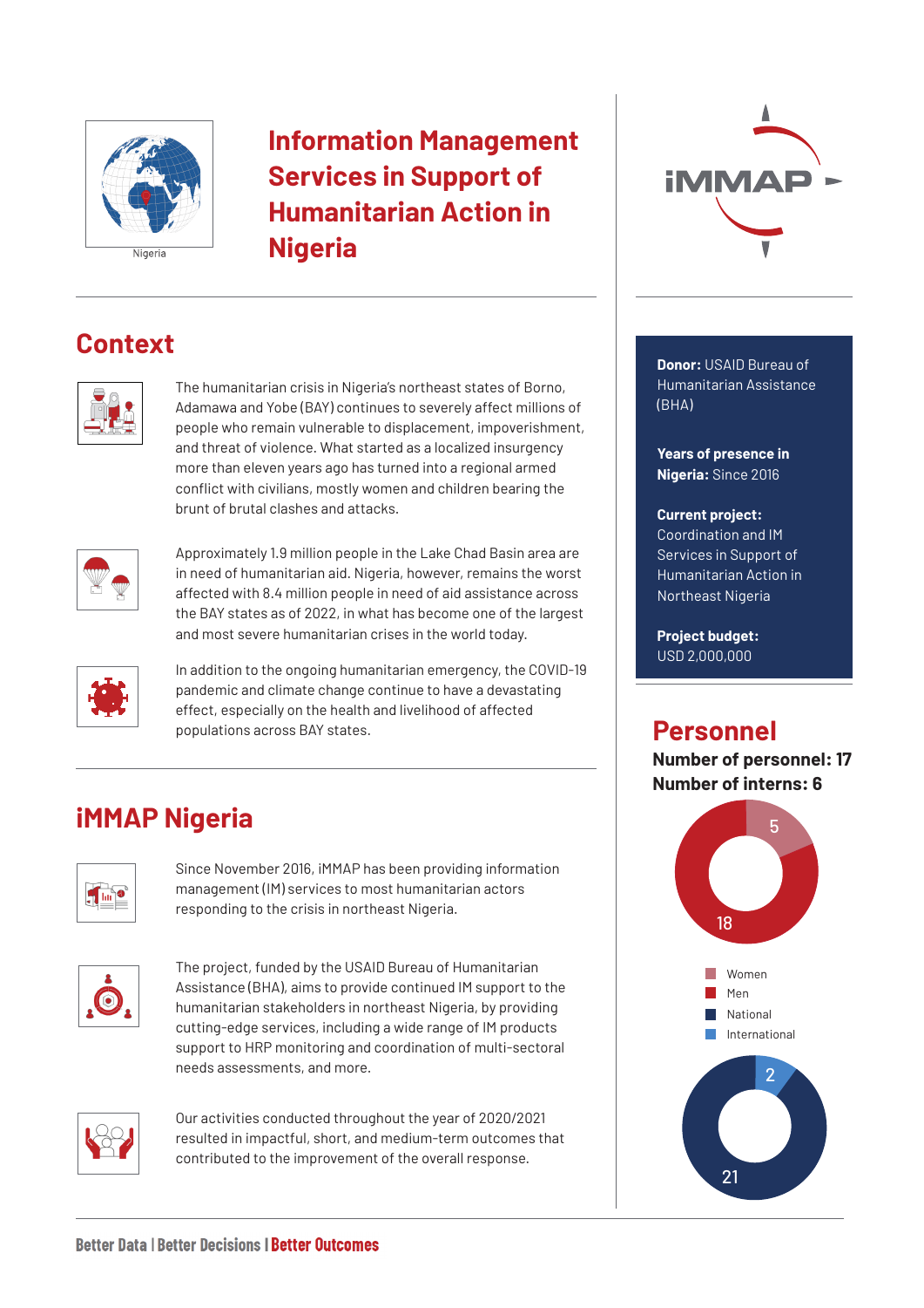# Information Management Services in Support of Humanitarian Action in Nigeria

## Context

The humanitarian crisis in Nigeria's northeast states of Borno, Adamawa and Yobe (BAY) continues to severely affect millions of people who remain vulnerable to displacement, impoverishment, and threat of violence. What started as a localized insurgency more than eleven years ago has turned into a regional armed conflict with civilians, mostly women and children bearing the brunt of brutal clashes and attacks.

Approximately 1.9 million people in the Lake Chad Basin area are in need of humanitarian aid. Nigeria, however, remains the worst affected with 8.4 million people in need of aid assistance across the BAY states as of 2022, in what has become one of the largest and most severe humanitarian crises in the world today.

In addition to the ongoing humanitarian emergency, the COVID-19 pandemic and climate change continue to have a devastating effect, especially on the health and livelihood of affected populations across BAY states.

## iMMAP Nigeria

Since November 2016, iMMAP has been providing information management (IM) services to most humanitarian actors responding to the crisis in northeast Nigeria.

The project, funded by the USAID Bureau of Humanitarian Assistance (BHA), aims to provide continued IM support to the humanitarian stakeholders in northeast Nigeria, by providing cutting-edge services, including a wide range of IM products support to HRP monitoring and coordination of multi-sectoral needs assessments, and more.

Our activities conducted throughout the year of 2020/2021 resulted in impactful, short, and medium-term outcomes that contributed to the improvement of the overall response.

**Donor:** USAID Bureau of Humanitarian Assistance (BHA)

**Years of presence in Nigeria:** Since 2016

**Current project:** Coordination and IM Services in Support of Humanitarian Action in Northeast Nigeria

**Project budget:** USD 2,000,000

## Personnel

**Number of personnel: 17**
**Number of interns: 6**

| Category | Number |
|---|---|
| Women | 5 |
| Men | 18 |
| National | 21 |
| International | 2 |

Better Data | Better Decisions | **Better Outcomes**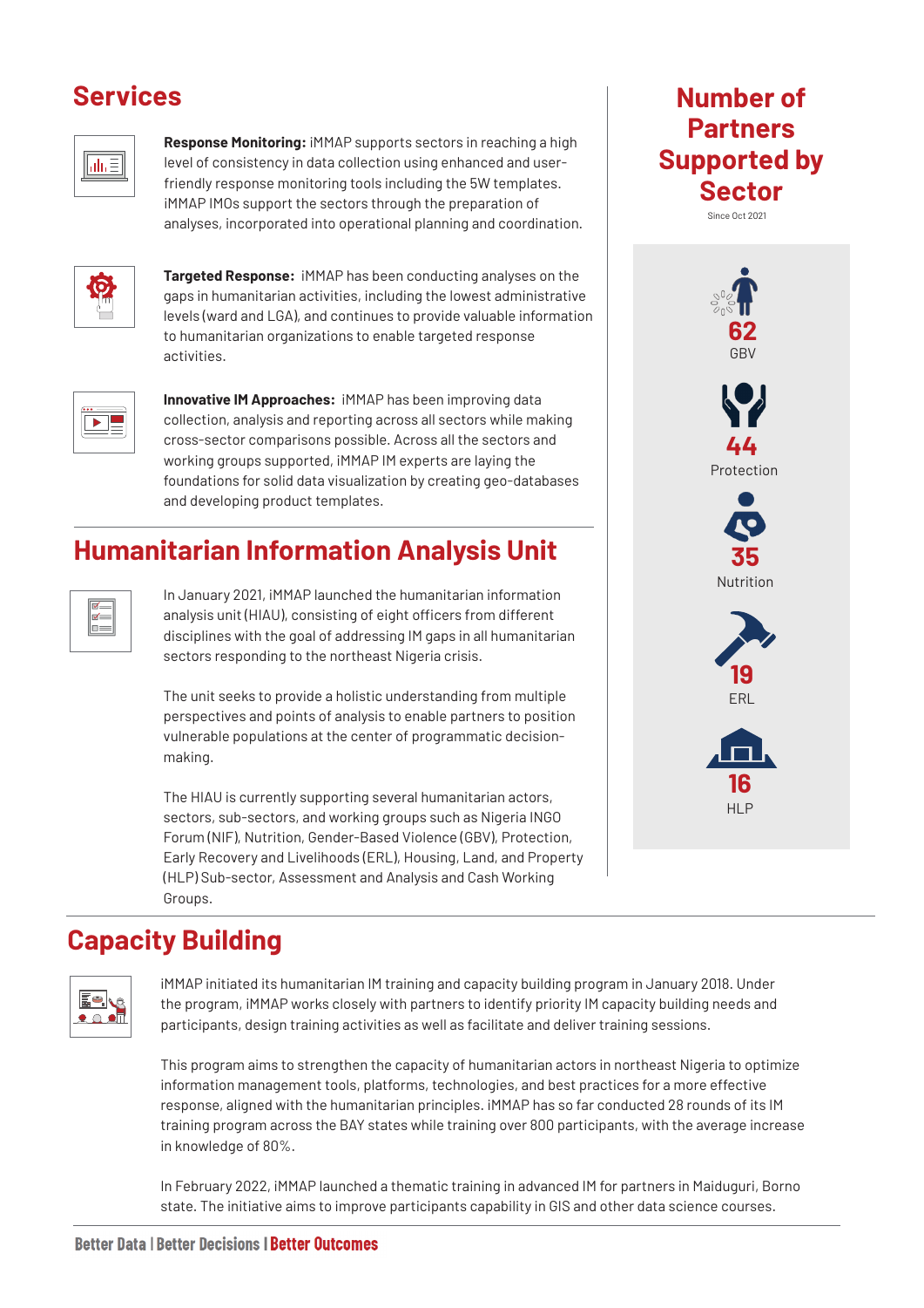## Services

**Response Monitoring:** iMMAP supports sectors in reaching a high level of consistency in data collection using enhanced and user-friendly response monitoring tools including the 5W templates. iMMAP IMOs support the sectors through the preparation of analyses, incorporated into operational planning and coordination.

**Targeted Response:** iMMAP has been conducting analyses on the gaps in humanitarian activities, including the lowest administrative levels (ward and LGA), and continues to provide valuable information to humanitarian organizations to enable targeted response activities.

**Innovative IM Approaches:** iMMAP has been improving data collection, analysis and reporting across all sectors while making cross-sector comparisons possible. Across all the sectors and working groups supported, iMMAP IM experts are laying the foundations for solid data visualization by creating geo-databases and developing product templates.

## Humanitarian Information Analysis Unit

In January 2021, iMMAP launched the humanitarian information analysis unit (HIAU), consisting of eight officers from different disciplines with the goal of addressing IM gaps in all humanitarian sectors responding to the northeast Nigeria crisis.

The unit seeks to provide a holistic understanding from multiple perspectives and points of analysis to enable partners to position vulnerable populations at the center of programmatic decision-making.

The HIAU is currently supporting several humanitarian actors, sectors, sub-sectors, and working groups such as Nigeria INGO Forum (NIF), Nutrition, Gender-Based Violence (GBV), Protection, Early Recovery and Livelihoods (ERL), Housing, Land, and Property (HLP) Sub-sector, Assessment and Analysis and Cash Working Groups.

## Number of Partners Supported by Sector

Since Oct 2021

- **62** GBV
- **44** Protection
- **35** Nutrition
- **19** ERL
- **16** HLP

## Capacity Building

iMMAP initiated its humanitarian IM training and capacity building program in January 2018. Under the program, iMMAP works closely with partners to identify priority IM capacity building needs and participants, design training activities as well as facilitate and deliver training sessions.

This program aims to strengthen the capacity of humanitarian actors in northeast Nigeria to optimize information management tools, platforms, technologies, and best practices for a more effective response, aligned with the humanitarian principles. iMMAP has so far conducted 28 rounds of its IM training program across the BAY states while training over 800 participants, with the average increase in knowledge of 80%.

In February 2022, iMMAP launched a thematic training in advanced IM for partners in Maiduguri, Borno state. The initiative aims to improve participants capability in GIS and other data science courses.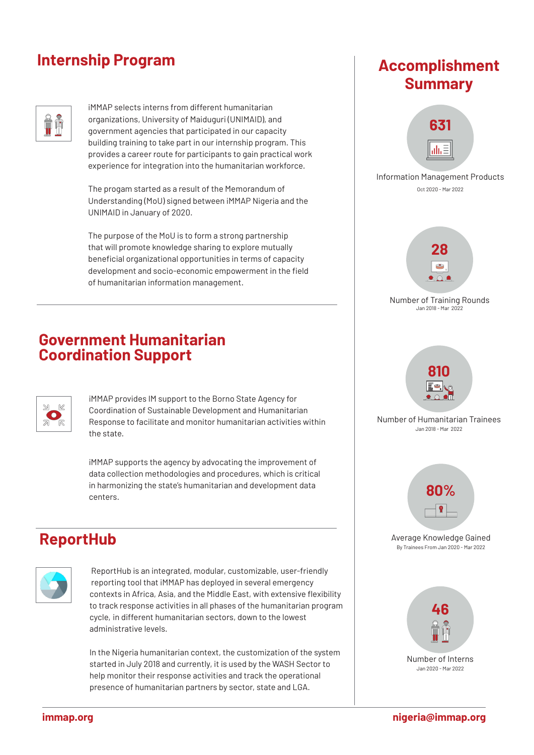## Internship Program

iMMAP selects interns from different humanitarian organizations, University of Maiduguri (UNIMAID), and government agencies that participated in our capacity building training to take part in our internship program. This provides a career route for participants to gain practical work experience for integration into the humanitarian workforce.

The progam started as a result of the Memorandum of Understanding (MoU) signed between iMMAP Nigeria and the UNIMAID in January of 2020.

The purpose of the MoU is to form a strong partnership that will promote knowledge sharing to explore mutually beneficial organizational opportunities in terms of capacity development and socio-economic empowerment in the field of humanitarian information management.

## Government Humanitarian Coordination Support

iMMAP provides IM support to the Borno State Agency for Coordination of Sustainable Development and Humanitarian Response to facilitate and monitor humanitarian activities within the state.

iMMAP supports the agency by advocating the improvement of data collection methodologies and procedures, which is critical in harmonizing the state's humanitarian and development data centers.

## ReportHub

ReportHub is an integrated, modular, customizable, user-friendly reporting tool that iMMAP has deployed in several emergency contexts in Africa, Asia, and the Middle East, with extensive flexibility to track response activities in all phases of the humanitarian program cycle, in different humanitarian sectors, down to the lowest administrative levels.

In the Nigeria humanitarian context, the customization of the system started in July 2018 and currently, it is used by the WASH Sector to help monitor their response activities and track the operational presence of humanitarian partners by sector, state and LGA.

## Accomplishment Summary

**631**
Information Management Products
Oct 2020 - Mar 2022

**28**
Number of Training Rounds
Jan 2018 - Mar 2022

**810**
Number of Humanitarian Trainees
Jan 2018 - Mar 2022

**80%**
Average Knowledge Gained
By Trainees From Jan 2020 - Mar 2022

**46**
Number of Interns
Jan 2020 - Mar 2022

immap.org

nigeria@immap.org